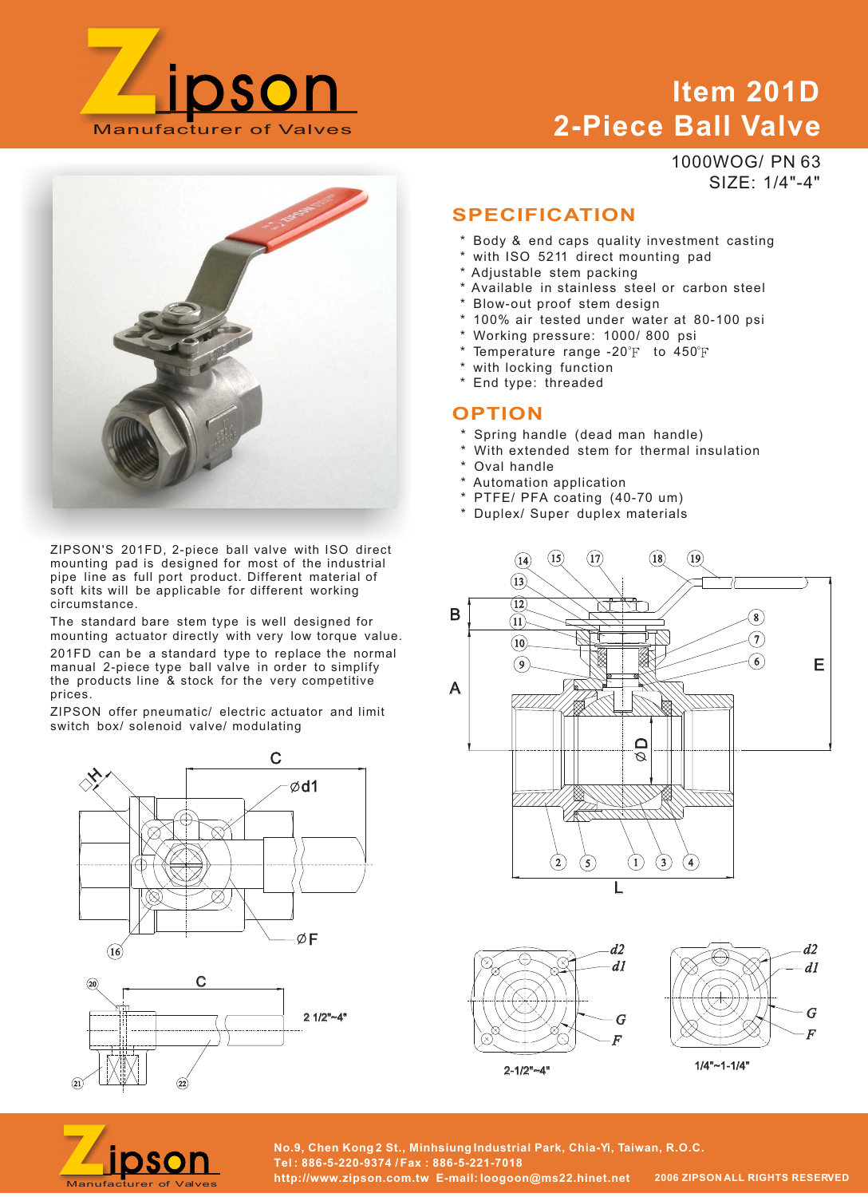# Zipson

Manufacturer of Valves

# Item 201D
# 2-Piece Ball Valve

1000WOG/ PN 63
SIZE: 1/4"-4"

## SPECIFICATION

* Body & end caps quality investment casting
* with ISO 5211 direct mounting pad
* Adjustable stem packing
* Available in stainless steel or carbon steel
* Blow-out proof stem design
* 100% air tested under water at 80-100 psi
* Working pressure: 1000/ 800 psi
* Temperature range -20℉ to 450℉
* with locking function
* End type: threaded

## OPTION

* Spring handle (dead man handle)
* With extended stem for thermal insulation
* Oval handle
* Automation application
* PTFE/ PFA coating (40-70 um)
* Duplex/ Super duplex materials

ZIPSON'S 201FD, 2-piece ball valve with ISO direct mounting pad is designed for most of the industrial pipe line as full port product. Different material of soft kits will be applicable for different working circumstance.

The standard bare stem type is well designed for mounting actuator directly with very low torque value.

201FD can be a standard type to replace the normal manual 2-piece type ball valve in order to simplify the products line & stock for the very competitive prices.

ZIPSON offer pneumatic/ electric actuator and limit switch box/ solenoid valve/ modulating

2 1/2"~4"

2-1/2"~4"

1/4"~1-1/4"

No.9, Chen Kong 2 St., Minhsiung Industrial Park, Chia-Yi, Taiwan, R.O.C.
Tel: 886-5-220-9374 / Fax: 886-5-221-7018
http://www.zipson.com.tw E-mail: loogoon@ms22.hinet.net

2006 ZIPSON ALL RIGHTS RESERVED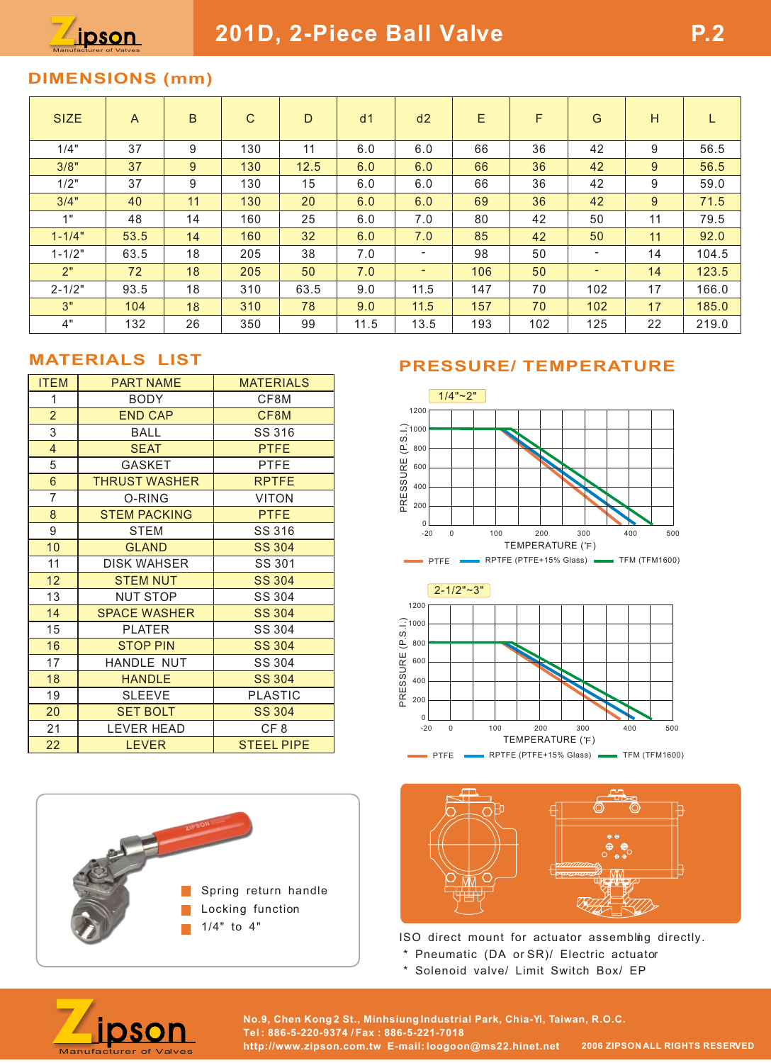# 201D, 2-Piece Ball Valve

## DIMENSIONS (mm)

| SIZE | A | B | C | D | d1 | d2 | E | F | G | H | L |
|---|---|---|---|---|---|---|---|---|---|---|---|
| 1/4" | 37 | 9 | 130 | 11 | 6.0 | 6.0 | 66 | 36 | 42 | 9 | 56.5 |
| 3/8" | 37 | 9 | 130 | 12.5 | 6.0 | 6.0 | 66 | 36 | 42 | 9 | 56.5 |
| 1/2" | 37 | 9 | 130 | 15 | 6.0 | 6.0 | 66 | 36 | 42 | 9 | 59.0 |
| 3/4" | 40 | 11 | 130 | 20 | 6.0 | 6.0 | 69 | 36 | 42 | 9 | 71.5 |
| 1" | 48 | 14 | 160 | 25 | 6.0 | 7.0 | 80 | 42 | 50 | 11 | 79.5 |
| 1-1/4" | 53.5 | 14 | 160 | 32 | 6.0 | 7.0 | 85 | 42 | 50 | 11 | 92.0 |
| 1-1/2" | 63.5 | 18 | 205 | 38 | 7.0 | - | 98 | 50 | - | 14 | 104.5 |
| 2" | 72 | 18 | 205 | 50 | 7.0 | - | 106 | 50 | - | 14 | 123.5 |
| 2-1/2" | 93.5 | 18 | 310 | 63.5 | 9.0 | 11.5 | 147 | 70 | 102 | 17 | 166.0 |
| 3" | 104 | 18 | 310 | 78 | 9.0 | 11.5 | 157 | 70 | 102 | 17 | 185.0 |
| 4" | 132 | 26 | 350 | 99 | 11.5 | 13.5 | 193 | 102 | 125 | 22 | 219.0 |

## MATERIALS LIST

| ITEM | PART NAME | MATERIALS |
|---|---|---|
| 1 | BODY | CF8M |
| 2 | END CAP | CF8M |
| 3 | BALL | SS 316 |
| 4 | SEAT | PTFE |
| 5 | GASKET | PTFE |
| 6 | THRUST WASHER | RPTFE |
| 7 | O-RING | VITON |
| 8 | STEM PACKING | PTFE |
| 9 | STEM | SS 316 |
| 10 | GLAND | SS 304 |
| 11 | DISK WAHSER | SS 301 |
| 12 | STEM NUT | SS 304 |
| 13 | NUT STOP | SS 304 |
| 14 | SPACE WASHER | SS 304 |
| 15 | PLATER | SS 304 |
| 16 | STOP PIN | SS 304 |
| 17 | HANDLE NUT | SS 304 |
| 18 | HANDLE | SS 304 |
| 19 | SLEEVE | PLASTIC |
| 20 | SET BOLT | SS 304 |
| 21 | LEVER HEAD | CF 8 |
| 22 | LEVER | STEEL PIPE |

## PRESSURE/ TEMPERATURE

1/4"~2"

PRESSURE (P.S.I.) vs. TEMPERATURE (°F) — PTFE, RPTFE (PTFE+15% Glass), TFM (TFM1600)

2-1/2"~3"

PRESSURE (P.S.I.) vs. TEMPERATURE (°F) — PTFE, RPTFE (PTFE+15% Glass), TFM (TFM1600)

- Spring return handle
- Locking function
- 1/4" to 4"

ISO direct mount for actuator assembling directly.

* Pneumatic (DA or SR)/ Electric actuator
* Solenoid valve/ Limit Switch Box/ EP

No.9, Chen Kong 2 St., Minhsiung Industrial Park, Chia-Yi, Taiwan, R.O.C.
Tel: 886-5-220-9374 / Fax : 886-5-221-7018
http://www.zipson.com.tw E-mail: loogoon@ms22.hinet.net

2006 ZIPSON ALL RIGHTS RESERVED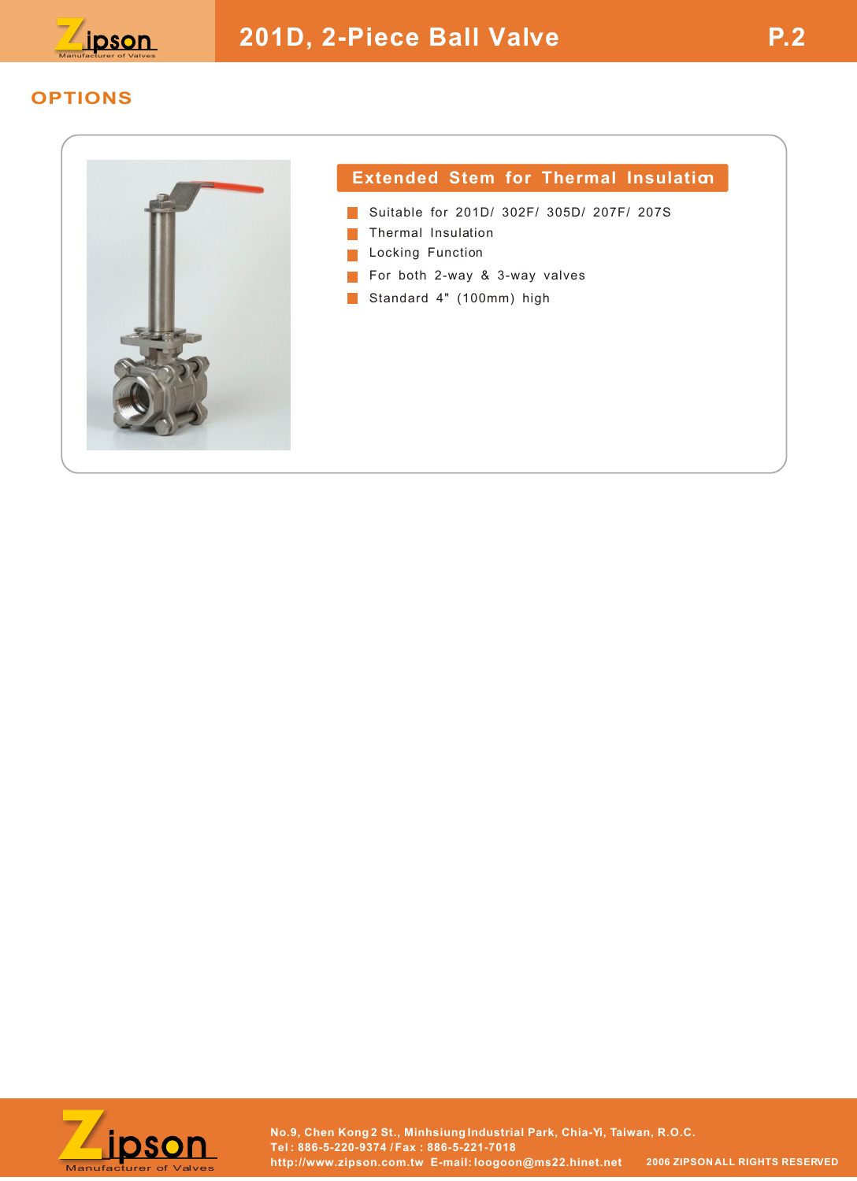## OPTIONS

### Extended Stem for Thermal Insulation

- Suitable for 201D/ 302F/ 305D/ 207F/ 207S
- Thermal Insulation
- Locking Function
- For both 2-way & 3-way valves
- Standard 4" (100mm) high